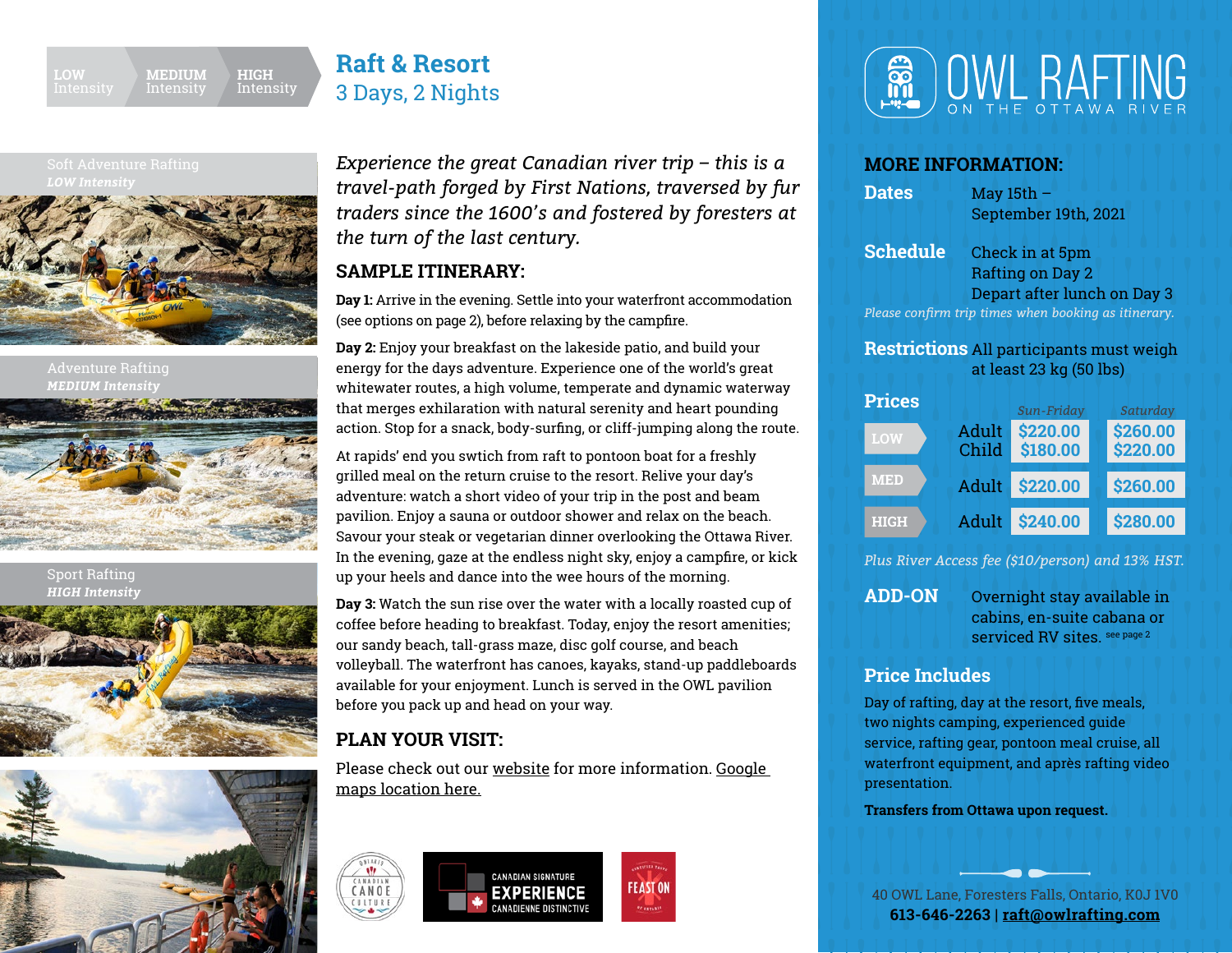LOW Intensity | MEDIUM Intensity | HIGH Intensity

# Raft & Resort
## 3 Days, 2 Nights

Soft Adventure Rafting
*LOW Intensity*

Adventure Rafting
*MEDIUM Intensity*

Sport Rafting
*HIGH Intensity*

*Experience the great Canadian river trip – this is a travel-path forged by First Nations, traversed by fur traders since the 1600's and fostered by foresters at the turn of the last century.*

## SAMPLE ITINERARY:

**Day 1:** Arrive in the evening. Settle into your waterfront accommodation (see options on page 2), before relaxing by the campfire.

**Day 2:** Enjoy your breakfast on the lakeside patio, and build your energy for the days adventure. Experience one of the world's great whitewater routes, a high volume, temperate and dynamic waterway that merges exhilaration with natural serenity and heart pounding action. Stop for a snack, body-surfing, or cliff-jumping along the route.

At rapids' end you swtich from raft to pontoon boat for a freshly grilled meal on the return cruise to the resort. Relive your day's adventure: watch a short video of your trip in the post and beam pavilion. Enjoy a sauna or outdoor shower and relax on the beach. Savour your steak or vegetarian dinner overlooking the Ottawa River. In the evening, gaze at the endless night sky, enjoy a campfire, or kick up your heels and dance into the wee hours of the morning.

**Day 3:** Watch the sun rise over the water with a locally roasted cup of coffee before heading to breakfast. Today, enjoy the resort amenities; our sandy beach, tall-grass maze, disc golf course, and beach volleyball. The waterfront has canoes, kayaks, stand-up paddleboards available for your enjoyment. Lunch is served in the OWL pavilion before you pack up and head on your way.

## PLAN YOUR VISIT:

Please check out our website for more information. Google maps location here.

Ontario Canadian Canoe Culture | Canadian Signature Experience – Expérience Canadienne Distinctive | Feast On

# OWL RAFTING
ON THE OTTAWA RIVER

## MORE INFORMATION:

**Dates**
May 15th – September 19th, 2021

**Schedule**
Check in at 5pm
Rafting on Day 2
Depart after lunch on Day 3

*Please confirm trip times when booking as itinerary.*

**Restrictions**
All participants must weigh at least 23 kg (50 lbs)

**Prices**

| | | *Sun-Friday* | *Saturday* |
|---|---|---|---|
| LOW | Adult | $220.00 | $260.00 |
| | Child | $180.00 | $220.00 |
| MED | Adult | $220.00 | $260.00 |
| HIGH | Adult | $240.00 | $280.00 |

*Plus River Access fee ($10/person) and 13% HST.*

**ADD-ON**
Overnight stay available in cabins, en-suite cabana or serviced RV sites. see page 2

## Price Includes

Day of rafting, day at the resort, five meals, two nights camping, experienced guide service, rafting gear, pontoon meal cruise, all waterfront equipment, and après rafting video presentation.

**Transfers from Ottawa upon request.**

40 OWL Lane, Foresters Falls, Ontario, K0J 1V0
**613-646-2263 | raft@owlrafting.com**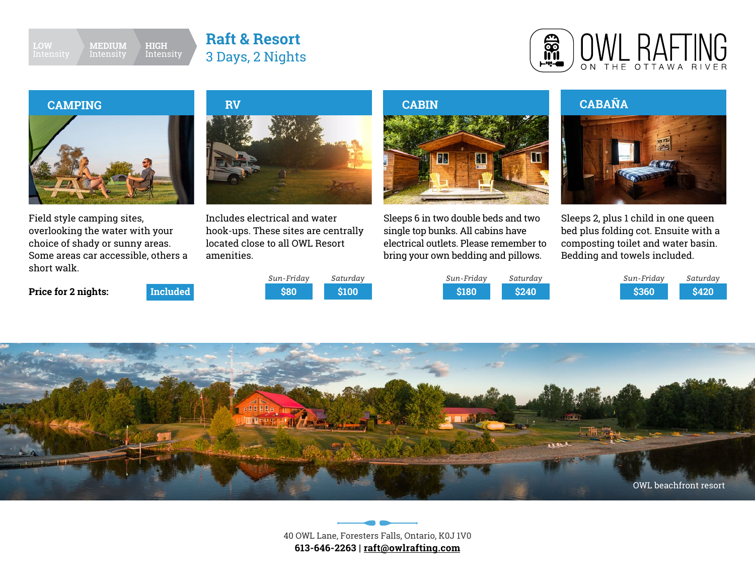LOW Intensity | MEDIUM Intensity | HIGH Intensity

# Raft & Resort

## 3 Days, 2 Nights

OWL RAFTING ON THE OTTAWA RIVER

## CAMPING

Field style camping sites, overlooking the water with your choice of shady or sunny areas. Some areas car accessible, others a short walk.

**Price for 2 nights:** Included

## RV

Includes electrical and water hook-ups. These sites are centrally located close to all OWL Resort amenities.

| Sun-Friday | Saturday |
|---|---|
| $80 | $100 |

## CABIN

Sleeps 6 in two double beds and two single top bunks. All cabins have electrical outlets. Please remember to bring your own bedding and pillows.

| Sun-Friday | Saturday |
|---|---|
| $180 | $240 |

## CABAÑA

Sleeps 2, plus 1 child in one queen bed plus folding cot. Ensuite with a composting toilet and water basin. Bedding and towels included.

| Sun-Friday | Saturday |
|---|---|
| $360 | $420 |

OWL beachfront resort

40 OWL Lane, Foresters Falls, Ontario, K0J 1V0

**613-646-2263** | **raft@owlrafting.com**